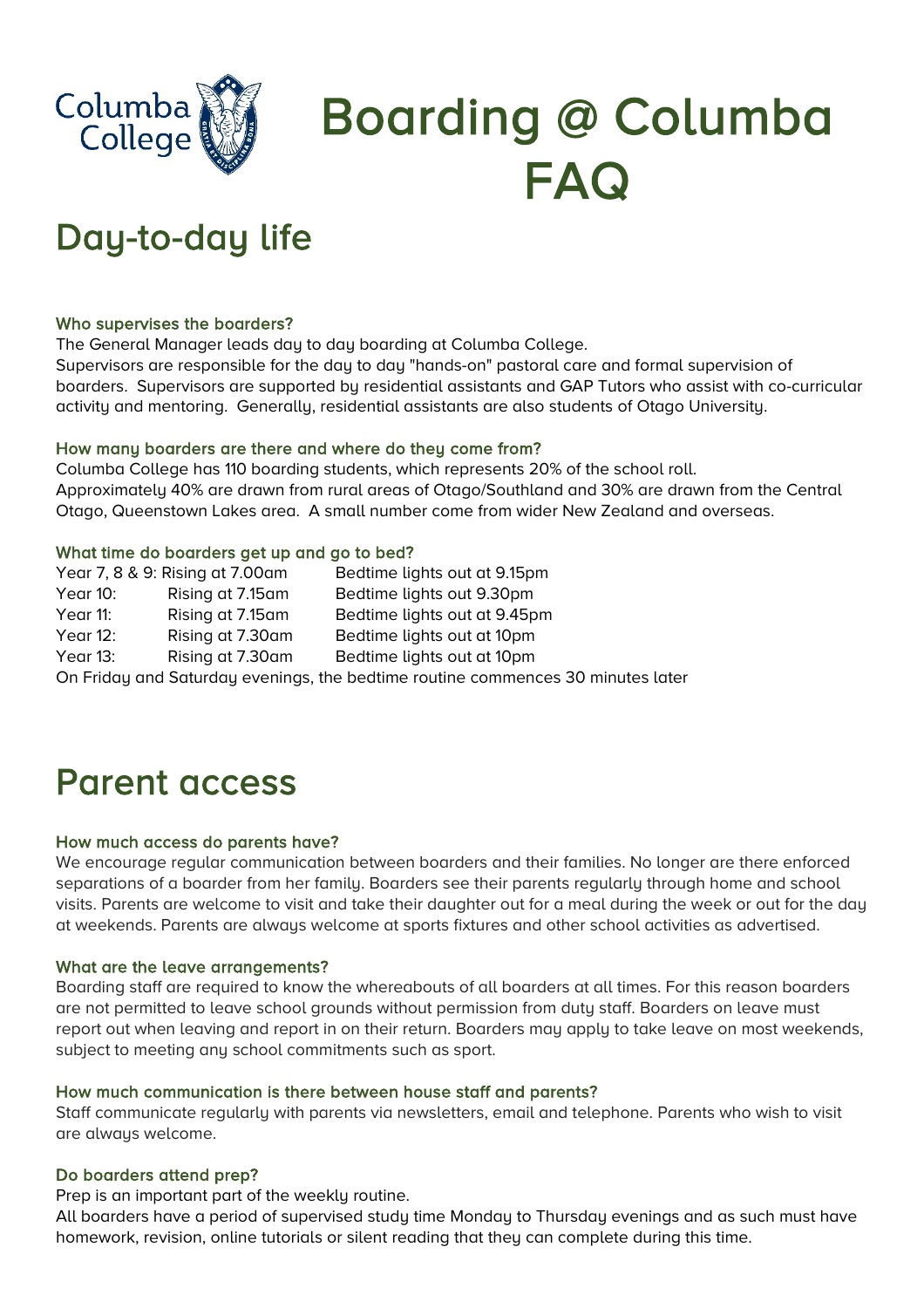Columba College

# Boarding @ Columba FAQ

## Day-to-day life

### Who supervises the boarders?

The General Manager leads day to day boarding at Columba College.
Supervisors are responsible for the day to day "hands-on" pastoral care and formal supervision of boarders. Supervisors are supported by residential assistants and GAP Tutors who assist with co-curricular activity and mentoring. Generally, residential assistants are also students of Otago University.

### How many boarders are there and where do they come from?

Columba College has 110 boarding students, which represents 20% of the school roll.
Approximately 40% are drawn from rural areas of Otago/Southland and 30% are drawn from the Central Otago, Queenstown Lakes area. A small number come from wider New Zealand and overseas.

### What time do boarders get up and go to bed?

| Year | Rising | Bedtime |
| --- | --- | --- |
| Year 7, 8 & 9: | Rising at 7.00am | Bedtime lights out at 9.15pm |
| Year 10: | Rising at 7.15am | Bedtime lights out at 9.30pm |
| Year 11: | Rising at 7.15am | Bedtime lights out at 9.45pm |
| Year 12: | Rising at 7.30am | Bedtime lights out at 10pm |
| Year 13: | Rising at 7.30am | Bedtime lights out at 10pm |

On Friday and Saturday evenings, the bedtime routine commences 30 minutes later

## Parent access

### How much access do parents have?

We encourage regular communication between boarders and their families. No longer are there enforced separations of a boarder from her family. Boarders see their parents regularly through home and school visits. Parents are welcome to visit and take their daughter out for a meal during the week or out for the day at weekends. Parents are always welcome at sports fixtures and other school activities as advertised.

### What are the leave arrangements?

Boarding staff are required to know the whereabouts of all boarders at all times. For this reason boarders are not permitted to leave school grounds without permission from duty staff. Boarders on leave must report out when leaving and report in on their return. Boarders may apply to take leave on most weekends, subject to meeting any school commitments such as sport.

### How much communication is there between house staff and parents?

Staff communicate regularly with parents via newsletters, email and telephone. Parents who wish to visit are always welcome.

### Do boarders attend prep?

Prep is an important part of the weekly routine.
All boarders have a period of supervised study time Monday to Thursday evenings and as such must have homework, revision, online tutorials or silent reading that they can complete during this time.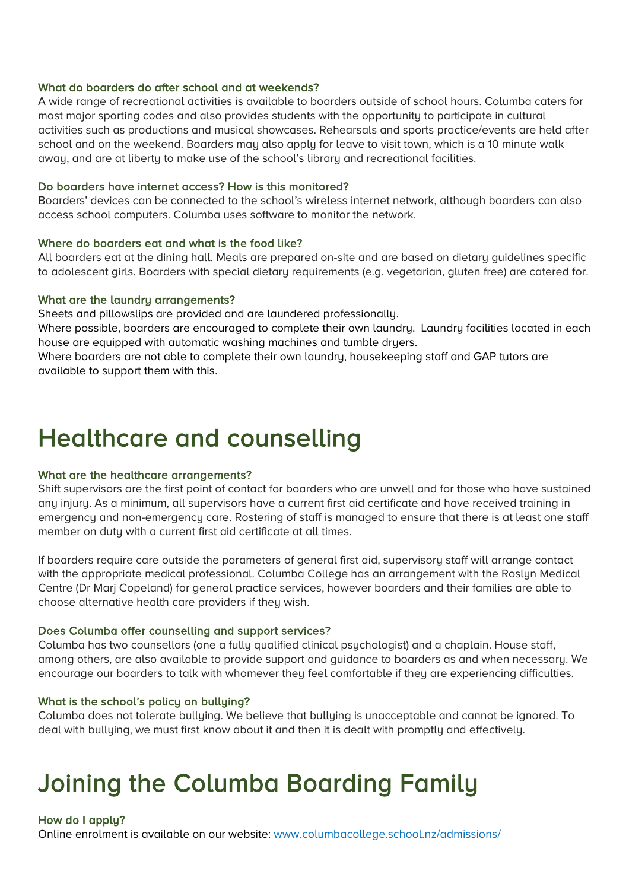### What do boarders do after school and at weekends?

A wide range of recreational activities is available to boarders outside of school hours. Columba caters for most major sporting codes and also provides students with the opportunity to participate in cultural activities such as productions and musical showcases. Rehearsals and sports practice/events are held after school and on the weekend. Boarders may also apply for leave to visit town, which is a 10 minute walk away, and are at liberty to make use of the school's library and recreational facilities.

### Do boarders have internet access? How is this monitored?

Boarders' devices can be connected to the school's wireless internet network, although boarders can also access school computers. Columba uses software to monitor the network.

### Where do boarders eat and what is the food like?

All boarders eat at the dining hall. Meals are prepared on-site and are based on dietary guidelines specific to adolescent girls. Boarders with special dietary requirements (e.g. vegetarian, gluten free) are catered for.

### What are the laundry arrangements?

Sheets and pillowslips are provided and are laundered professionally.

Where possible, boarders are encouraged to complete their own laundry. Laundry facilities located in each house are equipped with automatic washing machines and tumble dryers.

Where boarders are not able to complete their own laundry, housekeeping staff and GAP tutors are available to support them with this.

## Healthcare and counselling

### What are the healthcare arrangements?

Shift supervisors are the first point of contact for boarders who are unwell and for those who have sustained any injury. As a minimum, all supervisors have a current first aid certificate and have received training in emergency and non-emergency care. Rostering of staff is managed to ensure that there is at least one staff member on duty with a current first aid certificate at all times.

If boarders require care outside the parameters of general first aid, supervisory staff will arrange contact with the appropriate medical professional. Columba College has an arrangement with the Roslyn Medical Centre (Dr Marj Copeland) for general practice services, however boarders and their families are able to choose alternative health care providers if they wish.

### Does Columba offer counselling and support services?

Columba has two counsellors (one a fully qualified clinical psychologist) and a chaplain. House staff, among others, are also available to provide support and guidance to boarders as and when necessary. We encourage our boarders to talk with whomever they feel comfortable if they are experiencing difficulties.

### What is the school's policy on bullying?

Columba does not tolerate bullying. We believe that bullying is unacceptable and cannot be ignored. To deal with bullying, we must first know about it and then it is dealt with promptly and effectively.

## Joining the Columba Boarding Family

### How do I apply?

Online enrolment is available on our website: www.columbacollege.school.nz/admissions/